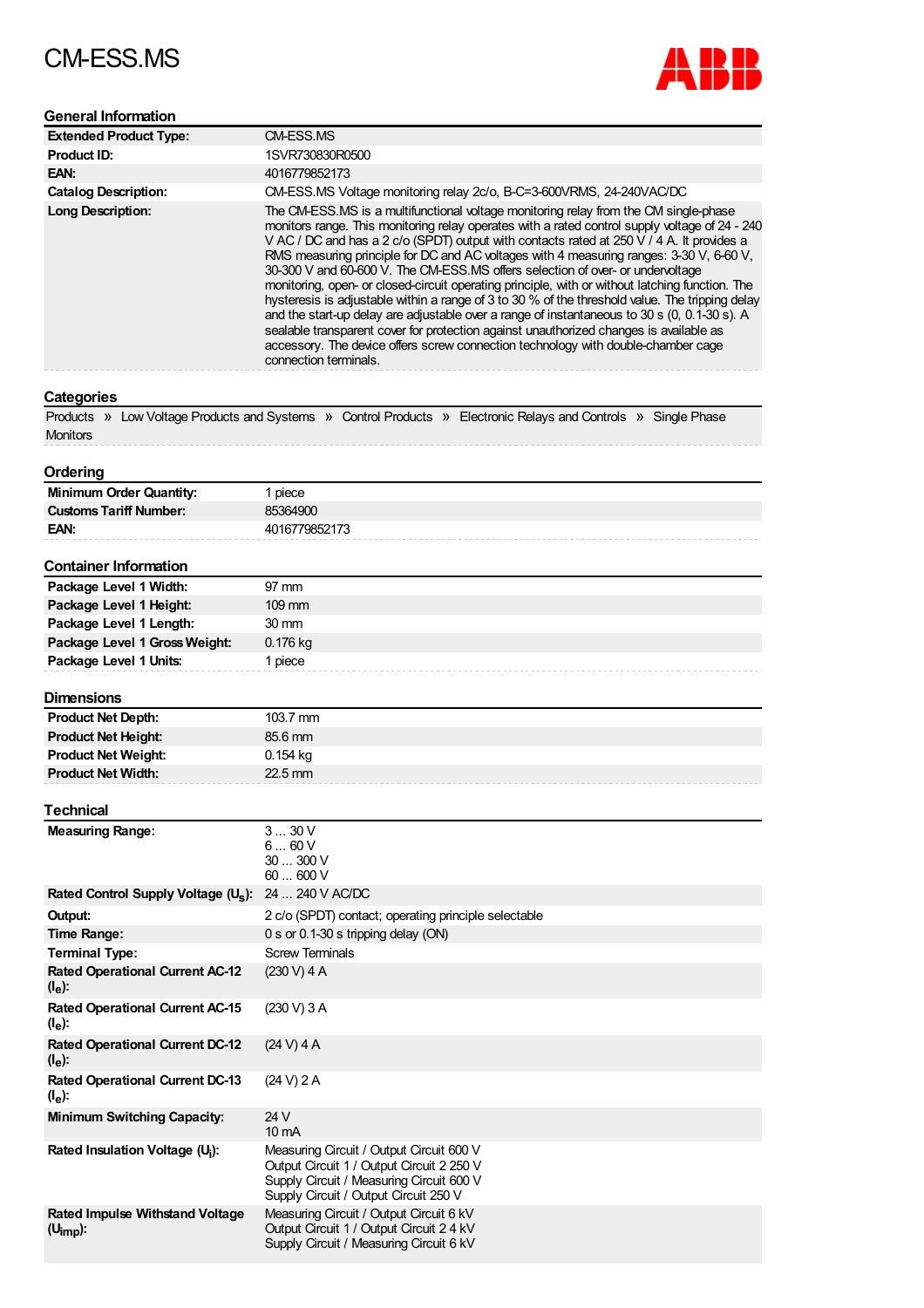# CM-ESS.MS

## General Information

| | |
|---|---|
| **Extended Product Type:** | CM-ESS.MS |
| **Product ID:** | 1SVR730830R0500 |
| **EAN:** | 4016779852173 |
| **Catalog Description:** | CM-ESS.MS Voltage monitoring relay 2c/o, B-C=3-600VRMS, 24-240VAC/DC |
| **Long Description:** | The CM-ESS.MS is a multifunctional voltage monitoring relay from the CM single-phase monitors range. This monitoring relay operates with a rated control supply voltage of 24 - 240 V AC / DC and has a 2 c/o (SPDT) output with contacts rated at 250 V / 4 A. It provides a RMS measuring principle for DC and AC voltages with 4 measuring ranges: 3-30 V, 6-60 V, 30-300 V and 60-600 V. The CM-ESS.MS offers selection of over- or undervoltage monitoring, open- or closed-circuit operating principle, with or without latching function. The hysteresis is adjustable within a range of 3 to 30 % of the threshold value. The tripping delay and the start-up delay are adjustable over a range of instantaneous to 30 s (0, 0.1-30 s). A sealable transparent cover for protection against unauthorized changes is available as accessory. The device offers screw connection technology with double-chamber cage connection terminals. |

## Categories

Products » Low Voltage Products and Systems » Control Products » Electronic Relays and Controls » Single Phase Monitors

## Ordering

| | |
|---|---|
| **Minimum Order Quantity:** | 1 piece |
| **Customs Tariff Number:** | 85364900 |
| **EAN:** | 4016779852173 |

## Container Information

| | |
|---|---|
| **Package Level 1 Width:** | 97 mm |
| **Package Level 1 Height:** | 109 mm |
| **Package Level 1 Length:** | 30 mm |
| **Package Level 1 Gross Weight:** | 0.176 kg |
| **Package Level 1 Units:** | 1 piece |

## Dimensions

| | |
|---|---|
| **Product Net Depth:** | 103.7 mm |
| **Product Net Height:** | 85.6 mm |
| **Product Net Weight:** | 0.154 kg |
| **Product Net Width:** | 22.5 mm |

## Technical

| | |
|---|---|
| **Measuring Range:** | 3 ... 30 V<br>6 ... 60 V<br>30 ... 300 V<br>60 ... 600 V |
| **Rated Control Supply Voltage ($U_s$):** | 24 ... 240 V AC/DC |
| **Output:** | 2 c/o (SPDT) contact; operating principle selectable |
| **Time Range:** | 0 s or 0.1-30 s tripping delay (ON) |
| **Terminal Type:** | Screw Terminals |
| **Rated Operational Current AC-12 ($I_e$):** | (230 V) 4 A |
| **Rated Operational Current AC-15 ($I_e$):** | (230 V) 3 A |
| **Rated Operational Current DC-12 ($I_e$):** | (24 V) 4 A |
| **Rated Operational Current DC-13 ($I_e$):** | (24 V) 2 A |
| **Minimum Switching Capacity:** | 24 V<br>10 mA |
| **Rated Insulation Voltage ($U_i$):** | Measuring Circuit / Output Circuit 600 V<br>Output Circuit 1 / Output Circuit 2 250 V<br>Supply Circuit / Measuring Circuit 600 V<br>Supply Circuit / Output Circuit 250 V |
| **Rated Impulse Withstand Voltage ($U_{imp}$):** | Measuring Circuit / Output Circuit 6 kV<br>Output Circuit 1 / Output Circuit 2 4 kV<br>Supply Circuit / Measuring Circuit 6 kV |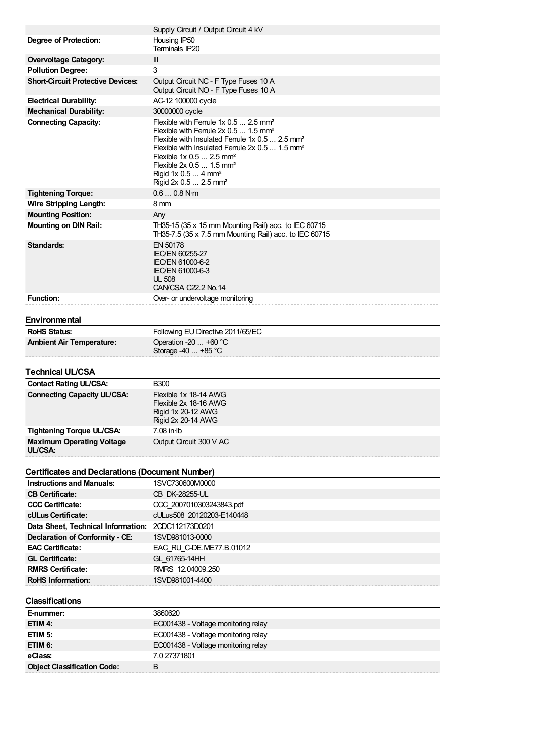| | |
|---|---|
| | Supply Circuit / Output Circuit 4 kV |
| **Degree of Protection:** | Housing IP50<br>Terminals IP20 |
| **Overvoltage Category:** | III |
| **Pollution Degree:** | 3 |
| **Short-Circuit Protective Devices:** | Output Circuit NC - F Type Fuses 10 A<br>Output Circuit NO - F Type Fuses 10 A |
| **Electrical Durability:** | AC-12 100000 cycle |
| **Mechanical Durability:** | 30000000 cycle |
| **Connecting Capacity:** | Flexible with Ferrule 1x 0.5 ... 2.5 mm²<br>Flexible with Ferrule 2x 0.5 ... 1.5 mm²<br>Flexible with Insulated Ferrule 1x 0.5 ... 2.5 mm²<br>Flexible with Insulated Ferrule 2x 0.5 ... 1.5 mm²<br>Flexible 1x 0.5 ... 2.5 mm²<br>Flexible 2x 0.5 ... 1.5 mm²<br>Rigid 1x 0.5 ... 4 mm²<br>Rigid 2x 0.5 ... 2.5 mm² |
| **Tightening Torque:** | 0.6 ... 0.8 N·m |
| **Wire Stripping Length:** | 8 mm |
| **Mounting Position:** | Any |
| **Mounting on DIN Rail:** | TH35-15 (35 x 15 mm Mounting Rail) acc. to IEC 60715<br>TH35-7.5 (35 x 7.5 mm Mounting Rail) acc. to IEC 60715 |
| **Standards:** | EN 50178<br>IEC/EN 60255-27<br>IEC/EN 61000-6-2<br>IEC/EN 61000-6-3<br>UL 508<br>CAN/CSA C22.2 No.14 |
| **Function:** | Over- or undervoltage monitoring |

## Environmental

| | |
|---|---|
| **RoHS Status:** | Following EU Directive 2011/65/EC |
| **Ambient Air Temperature:** | Operation -20 ... +60 °C<br>Storage -40 ... +85 °C |

## Technical UL/CSA

| | |
|---|---|
| **Contact Rating UL/CSA:** | B300 |
| **Connecting Capacity UL/CSA:** | Flexible 1x 18-14 AWG<br>Flexible 2x 18-16 AWG<br>Rigid 1x 20-12 AWG<br>Rigid 2x 20-14 AWG |
| **Tightening Torque UL/CSA:** | 7.08 in·lb |
| **Maximum Operating Voltage UL/CSA:** | Output Circuit 300 V AC |

## Certificates and Declarations (Document Number)

| | |
|---|---|
| **Instructions and Manuals:** | 1SVC730600M0000 |
| **CB Certificate:** | CB_DK-28255-UL |
| **CCC Certificate:** | CCC_2007010303243843.pdf |
| **cULus Certificate:** | cULus508_20120203-E140448 |
| **Data Sheet, Technical Information:** | 2CDC112173D0201 |
| **Declaration of Conformity - CE:** | 1SVD981013-0000 |
| **EAC Certificate:** | EAC_RU_C-DE.ME77.B.01012 |
| **GL Certificate:** | GL_61765-14HH |
| **RMRS Certificate:** | RMRS_12.04009.250 |
| **RoHS Information:** | 1SVD981001-4400 |

## Classifications

| | |
|---|---|
| **E-nummer:** | 3860620 |
| **ETIM 4:** | EC001438 - Voltage monitoring relay |
| **ETIM 5:** | EC001438 - Voltage monitoring relay |
| **ETIM 6:** | EC001438 - Voltage monitoring relay |
| **eClass:** | 7.0 27371801 |
| **Object Classification Code:** | B |